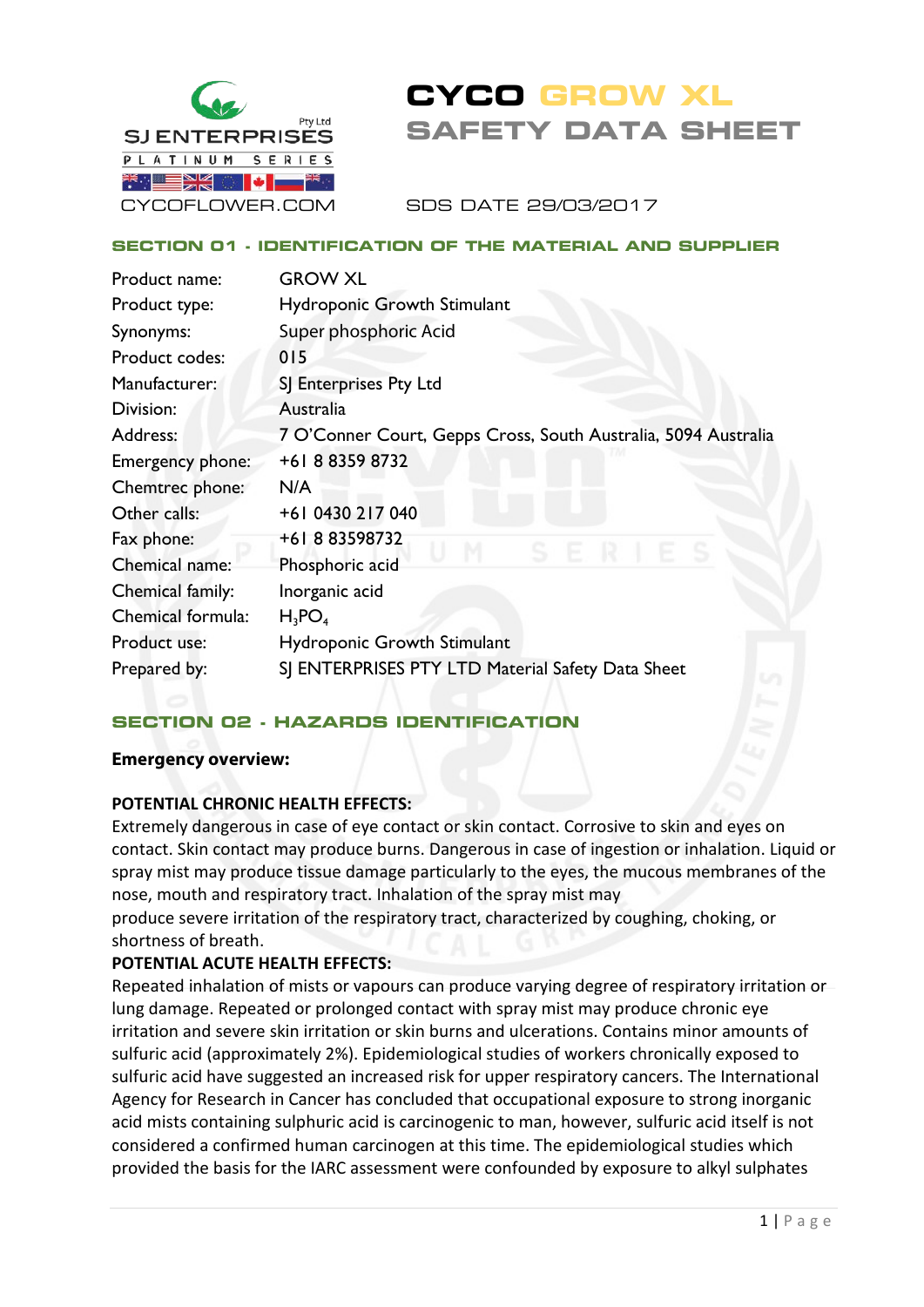SJ ENTERPRISES Pty Ltd
PLATINUM SERIES
CYCOFLOWER.COM

# CYCO GROW XL SAFETY DATA SHEET

SDS DATE 29/03/2017

## SECTION 01 - IDENTIFICATION OF THE MATERIAL AND SUPPLIER

| | |
|---|---|
| Product name: | GROW XL |
| Product type: | Hydroponic Growth Stimulant |
| Synonyms: | Super phosphoric Acid |
| Product codes: | 015 |
| Manufacturer: | SJ Enterprises Pty Ltd |
| Division: | Australia |
| Address: | 7 O'Conner Court, Gepps Cross, South Australia, 5094 Australia |
| Emergency phone: | +61 8 8359 8732 |
| Chemtrec phone: | N/A |
| Other calls: | +61 0430 217 040 |
| Fax phone: | +61 8 83598732 |
| Chemical name: | Phosphoric acid |
| Chemical family: | Inorganic acid |
| Chemical formula: | $H_3PO_4$ |
| Product use: | Hydroponic Growth Stimulant |
| Prepared by: | SJ ENTERPRISES PTY LTD Material Safety Data Sheet |

## SECTION 02 - HAZARDS IDENTIFICATION

**Emergency overview:**

**POTENTIAL CHRONIC HEALTH EFFECTS:**
Extremely dangerous in case of eye contact or skin contact. Corrosive to skin and eyes on contact. Skin contact may produce burns. Dangerous in case of ingestion or inhalation. Liquid or spray mist may produce tissue damage particularly to the eyes, the mucous membranes of the nose, mouth and respiratory tract. Inhalation of the spray mist may produce severe irritation of the respiratory tract, characterized by coughing, choking, or shortness of breath.

**POTENTIAL ACUTE HEALTH EFFECTS:**
Repeated inhalation of mists or vapours can produce varying degree of respiratory irritation or lung damage. Repeated or prolonged contact with spray mist may produce chronic eye irritation and severe skin irritation or skin burns and ulcerations. Contains minor amounts of sulfuric acid (approximately 2%). Epidemiological studies of workers chronically exposed to sulfuric acid have suggested an increased risk for upper respiratory cancers. The International Agency for Research in Cancer has concluded that occupational exposure to strong inorganic acid mists containing sulphuric acid is carcinogenic to man, however, sulfuric acid itself is not considered a confirmed human carcinogen at this time. The epidemiological studies which provided the basis for the IARC assessment were confounded by exposure to alkyl sulphates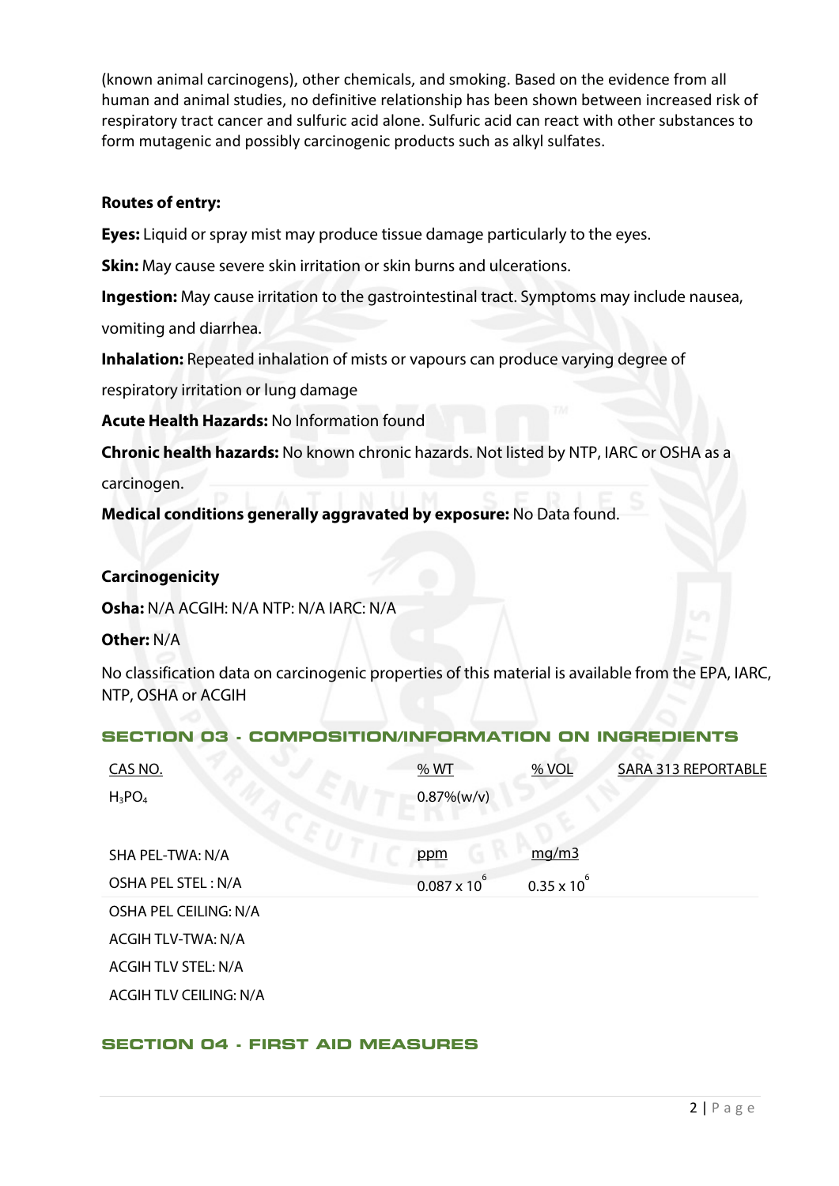(known animal carcinogens), other chemicals, and smoking. Based on the evidence from all human and animal studies, no definitive relationship has been shown between increased risk of respiratory tract cancer and sulfuric acid alone. Sulfuric acid can react with other substances to form mutagenic and possibly carcinogenic products such as alkyl sulfates.

**Routes of entry:**

**Eyes:** Liquid or spray mist may produce tissue damage particularly to the eyes.

**Skin:** May cause severe skin irritation or skin burns and ulcerations.

**Ingestion:** May cause irritation to the gastrointestinal tract. Symptoms may include nausea, vomiting and diarrhea.

**Inhalation:** Repeated inhalation of mists or vapours can produce varying degree of respiratory irritation or lung damage

**Acute Health Hazards:** No Information found

**Chronic health hazards:** No known chronic hazards. Not listed by NTP, IARC or OSHA as a carcinogen.

**Medical conditions generally aggravated by exposure:** No Data found.

**Carcinogenicity**

**Osha:** N/A ACGIH: N/A NTP: N/A IARC: N/A

**Other:** N/A

No classification data on carcinogenic properties of this material is available from the EPA, IARC, NTP, OSHA or ACGIH

## SECTION 03 - COMPOSITION/INFORMATION ON INGREDIENTS

| CAS NO. | % WT | % VOL | SARA 313 REPORTABLE |
|---|---|---|---|
| $H_3PO_4$ | 0.87%(w/v) | | |

| | ppm | mg/m3 |
|---|---|---|
| SHA PEL-TWA: N/A | | |
| OSHA PEL STEL : N/A | $0.087 \times 10^6$ | $0.35 \times 10^6$ |
| OSHA PEL CEILING: N/A | | |
| ACGIH TLV-TWA: N/A | | |
| ACGIH TLV STEL: N/A | | |
| ACGIH TLV CEILING: N/A | | |

## SECTION 04 - FIRST AID MEASURES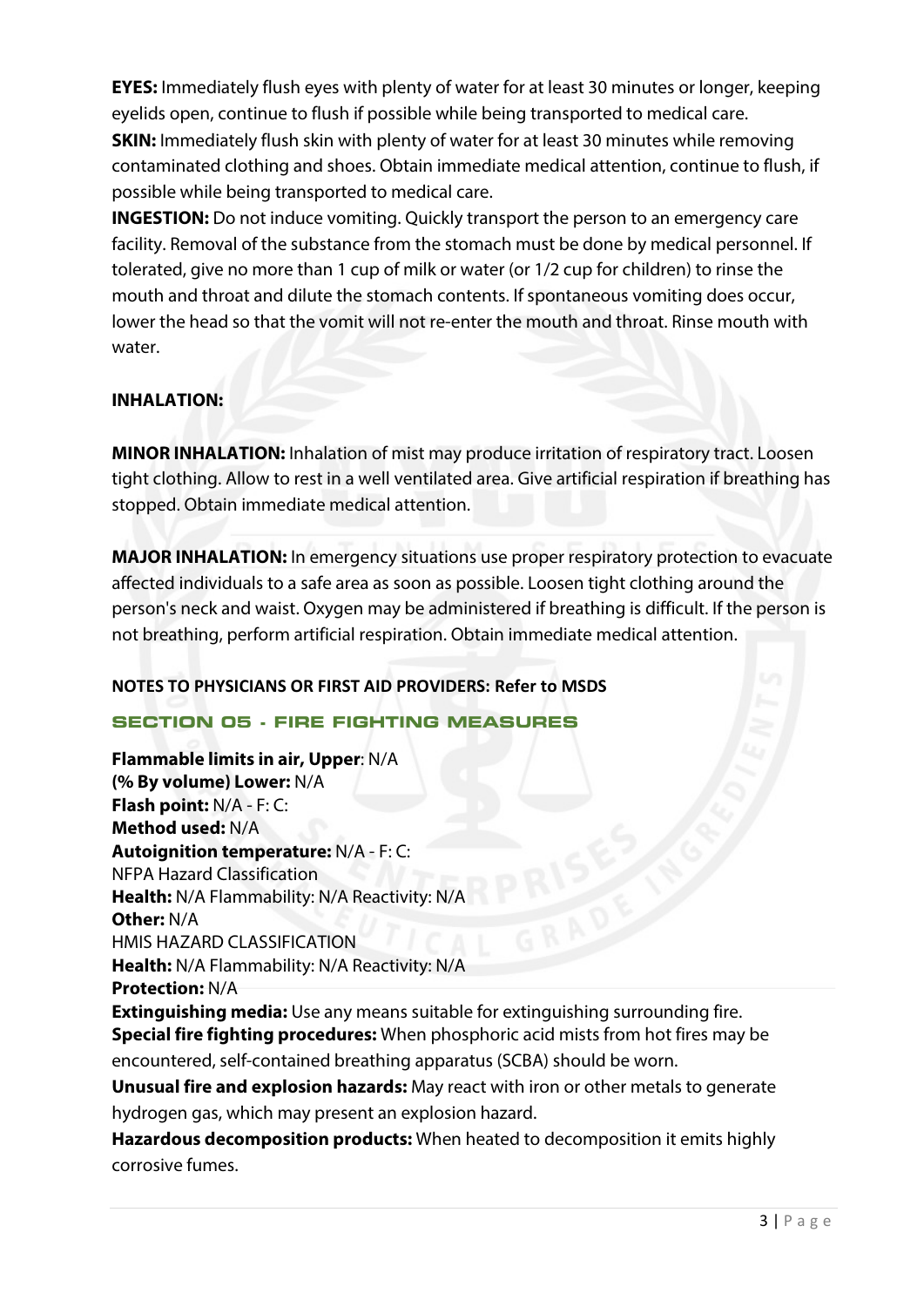**EYES:** Immediately flush eyes with plenty of water for at least 30 minutes or longer, keeping eyelids open, continue to flush if possible while being transported to medical care.
**SKIN:** Immediately flush skin with plenty of water for at least 30 minutes while removing contaminated clothing and shoes. Obtain immediate medical attention, continue to flush, if possible while being transported to medical care.
**INGESTION:** Do not induce vomiting. Quickly transport the person to an emergency care facility. Removal of the substance from the stomach must be done by medical personnel. If tolerated, give no more than 1 cup of milk or water (or 1/2 cup for children) to rinse the mouth and throat and dilute the stomach contents. If spontaneous vomiting does occur, lower the head so that the vomit will not re-enter the mouth and throat. Rinse mouth with water.

**INHALATION:**

**MINOR INHALATION:** Inhalation of mist may produce irritation of respiratory tract. Loosen tight clothing. Allow to rest in a well ventilated area. Give artificial respiration if breathing has stopped. Obtain immediate medical attention.

**MAJOR INHALATION:** In emergency situations use proper respiratory protection to evacuate affected individuals to a safe area as soon as possible. Loosen tight clothing around the person's neck and waist. Oxygen may be administered if breathing is difficult. If the person is not breathing, perform artificial respiration. Obtain immediate medical attention.

**NOTES TO PHYSICIANS OR FIRST AID PROVIDERS: Refer to MSDS**

## SECTION 05 - FIRE FIGHTING MEASURES

**Flammable limits in air, Upper**: N/A
**(% By volume) Lower:** N/A
**Flash point:** N/A - F: C:
**Method used:** N/A
**Autoignition temperature:** N/A - F: C:
NFPA Hazard Classification
**Health:** N/A Flammability: N/A Reactivity: N/A
**Other:** N/A
HMIS HAZARD CLASSIFICATION
**Health:** N/A Flammability: N/A Reactivity: N/A
**Protection:** N/A
**Extinguishing media:** Use any means suitable for extinguishing surrounding fire.
**Special fire fighting procedures:** When phosphoric acid mists from hot fires may be encountered, self-contained breathing apparatus (SCBA) should be worn.
**Unusual fire and explosion hazards:** May react with iron or other metals to generate hydrogen gas, which may present an explosion hazard.
**Hazardous decomposition products:** When heated to decomposition it emits highly corrosive fumes.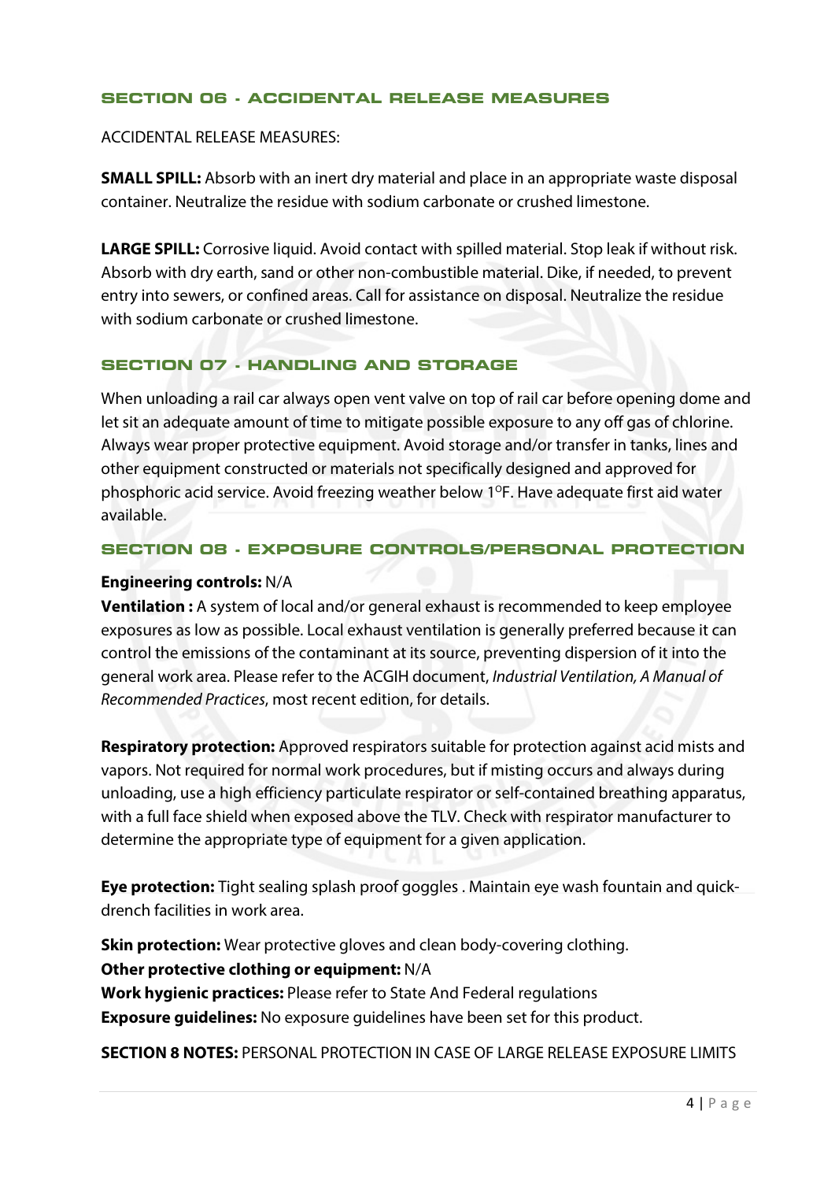## SECTION 06 - ACCIDENTAL RELEASE MEASURES

ACCIDENTAL RELEASE MEASURES:

**SMALL SPILL:** Absorb with an inert dry material and place in an appropriate waste disposal container. Neutralize the residue with sodium carbonate or crushed limestone.

**LARGE SPILL:** Corrosive liquid. Avoid contact with spilled material. Stop leak if without risk. Absorb with dry earth, sand or other non-combustible material. Dike, if needed, to prevent entry into sewers, or confined areas. Call for assistance on disposal. Neutralize the residue with sodium carbonate or crushed limestone.

## SECTION 07 - HANDLING AND STORAGE

When unloading a rail car always open vent valve on top of rail car before opening dome and let sit an adequate amount of time to mitigate possible exposure to any off gas of chlorine. Always wear proper protective equipment. Avoid storage and/or transfer in tanks, lines and other equipment constructed or materials not specifically designed and approved for phosphoric acid service. Avoid freezing weather below 1$^{O}$F. Have adequate first aid water available.

## SECTION 08 - EXPOSURE CONTROLS/PERSONAL PROTECTION

**Engineering controls:** N/A
**Ventilation :** A system of local and/or general exhaust is recommended to keep employee exposures as low as possible. Local exhaust ventilation is generally preferred because it can control the emissions of the contaminant at its source, preventing dispersion of it into the general work area. Please refer to the ACGIH document, *Industrial Ventilation, A Manual of Recommended Practices*, most recent edition, for details.

**Respiratory protection:** Approved respirators suitable for protection against acid mists and vapors. Not required for normal work procedures, but if misting occurs and always during unloading, use a high efficiency particulate respirator or self-contained breathing apparatus, with a full face shield when exposed above the TLV. Check with respirator manufacturer to determine the appropriate type of equipment for a given application.

**Eye protection:** Tight sealing splash proof goggles . Maintain eye wash fountain and quick-drench facilities in work area.

**Skin protection:** Wear protective gloves and clean body-covering clothing.
**Other protective clothing or equipment:** N/A
**Work hygienic practices:** Please refer to State And Federal regulations
**Exposure guidelines:** No exposure guidelines have been set for this product.

**SECTION 8 NOTES:** PERSONAL PROTECTION IN CASE OF LARGE RELEASE EXPOSURE LIMITS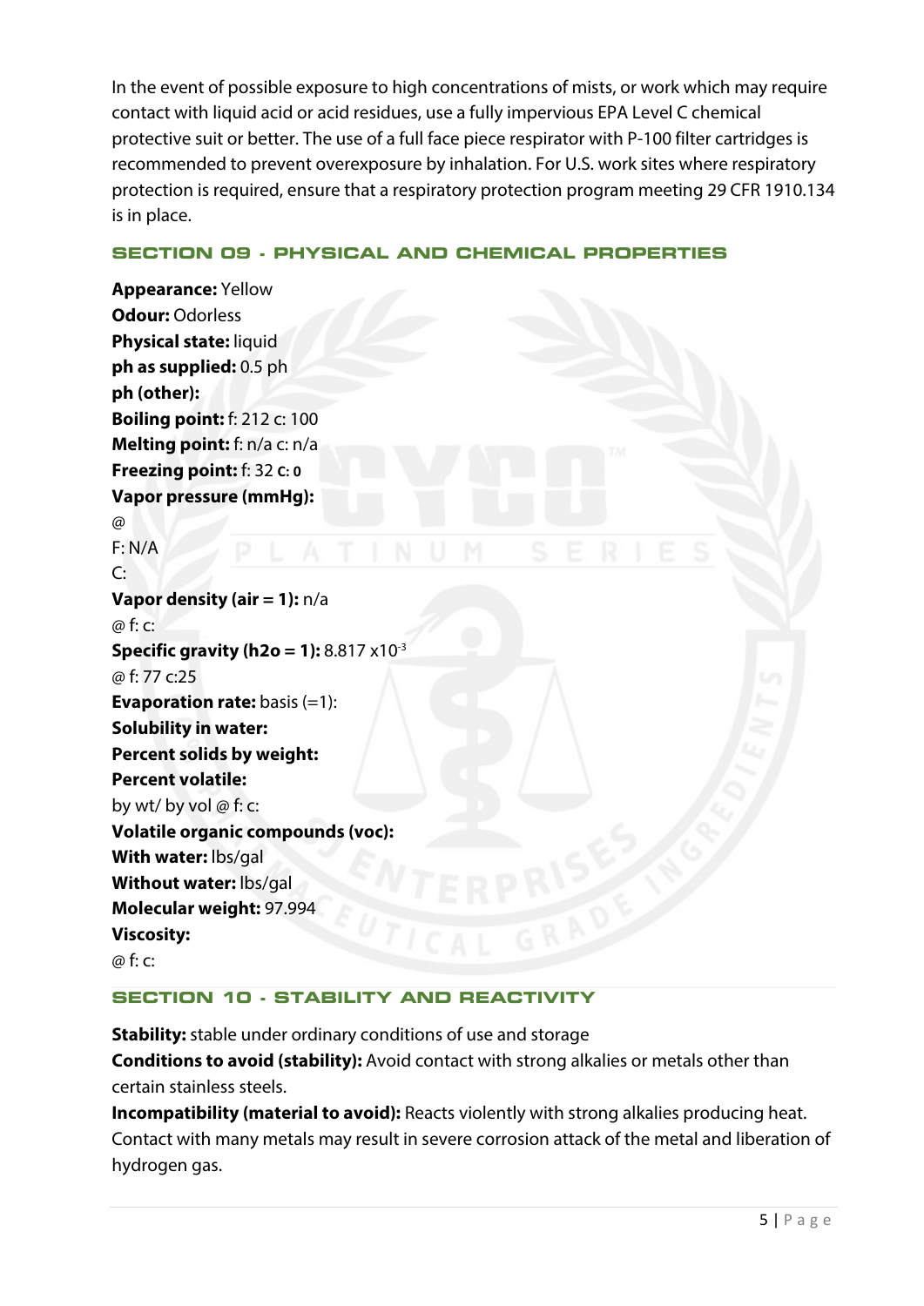In the event of possible exposure to high concentrations of mists, or work which may require contact with liquid acid or acid residues, use a fully impervious EPA Level C chemical protective suit or better. The use of a full face piece respirator with P-100 filter cartridges is recommended to prevent overexposure by inhalation. For U.S. work sites where respiratory protection is required, ensure that a respiratory protection program meeting 29 CFR 1910.134 is in place.

## SECTION 09 - PHYSICAL AND CHEMICAL PROPERTIES

**Appearance:** Yellow
**Odour:** Odorless
**Physical state:** liquid
**ph as supplied:** 0.5 ph
**ph (other):**
**Boiling point:** f: 212 c: 100
**Melting point:** f: n/a c: n/a
**Freezing point:** f: 32 **c: 0**
**Vapor pressure (mmHg):**
@
F: N/A
C:
**Vapor density (air = 1):** n/a
@ f: c:
**Specific gravity (h2o = 1):** $8.817 \times 10^{-3}$
@ f: 77 c:25
**Evaporation rate:** basis (=1):
**Solubility in water:**
**Percent solids by weight:**
**Percent volatile:**
by wt/ by vol @ f: c:
**Volatile organic compounds (voc):**
**With water:** lbs/gal
**Without water:** lbs/gal
**Molecular weight:** 97.994
**Viscosity:**
@ f: c:

## SECTION 10 - STABILITY AND REACTIVITY

**Stability:** stable under ordinary conditions of use and storage
**Conditions to avoid (stability):** Avoid contact with strong alkalies or metals other than certain stainless steels.
**Incompatibility (material to avoid):** Reacts violently with strong alkalies producing heat. Contact with many metals may result in severe corrosion attack of the metal and liberation of hydrogen gas.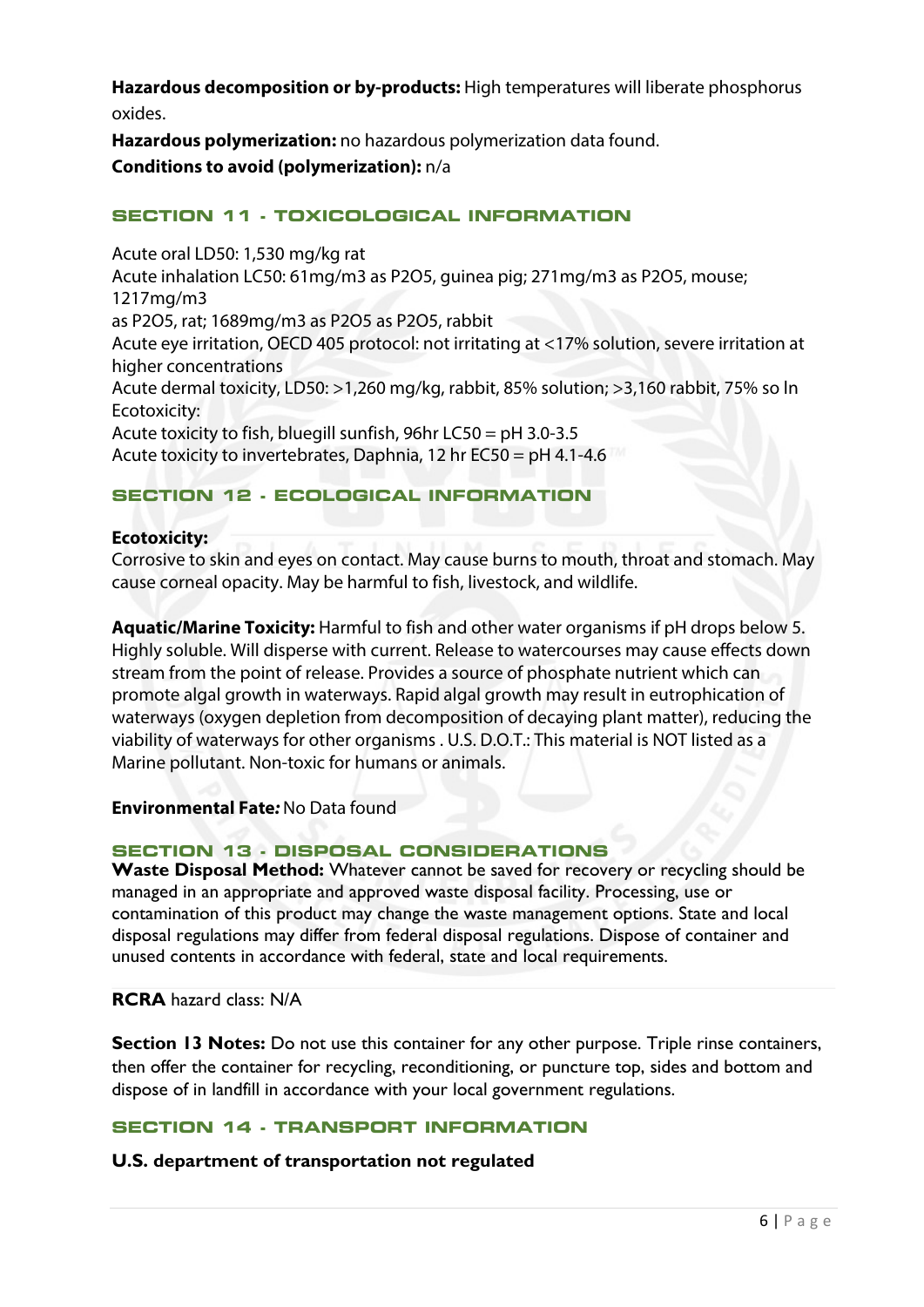**Hazardous decomposition or by-products:** High temperatures will liberate phosphorus oxides.

**Hazardous polymerization:** no hazardous polymerization data found.

**Conditions to avoid (polymerization):** n/a

## SECTION 11 - TOXICOLOGICAL INFORMATION

Acute oral LD50: 1,530 mg/kg rat

Acute inhalation LC50: 61mg/m3 as $P_2O_5$, guinea pig; 271mg/m3 as $P_2O_5$, mouse; 1217mg/m3 as $P_2O_5$, rat; 1689mg/m3 as $P_2O_5$ as $P_2O_5$, rabbit

Acute eye irritation, OECD 405 protocol: not irritating at <17% solution, severe irritation at higher concentrations

Acute dermal toxicity, LD50: >1,260 mg/kg, rabbit, 85% solution; >3,160 rabbit, 75% so ln

Ecotoxicity:

Acute toxicity to fish, bluegill sunfish, 96hr LC50 = pH 3.0-3.5

Acute toxicity to invertebrates, Daphnia, 12 hr EC50 = pH 4.1-4.6

## SECTION 12 - ECOLOGICAL INFORMATION

**Ecotoxicity:**

Corrosive to skin and eyes on contact. May cause burns to mouth, throat and stomach. May cause corneal opacity. May be harmful to fish, livestock, and wildlife.

**Aquatic/Marine Toxicity:** Harmful to fish and other water organisms if pH drops below 5. Highly soluble. Will disperse with current. Release to watercourses may cause effects down stream from the point of release. Provides a source of phosphate nutrient which can promote algal growth in waterways. Rapid algal growth may result in eutrophication of waterways (oxygen depletion from decomposition of decaying plant matter), reducing the viability of waterways for other organisms . U.S. D.O.T.: This material is NOT listed as a Marine pollutant. Non-toxic for humans or animals.

**Environmental Fate*:*** No Data found

## SECTION 13 - DISPOSAL CONSIDERATIONS

**Waste Disposal Method:** Whatever cannot be saved for recovery or recycling should be managed in an appropriate and approved waste disposal facility. Processing, use or contamination of this product may change the waste management options. State and local disposal regulations may differ from federal disposal regulations. Dispose of container and unused contents in accordance with federal, state and local requirements.

**RCRA** hazard class: N/A

**Section 13 Notes:** Do not use this container for any other purpose. Triple rinse containers, then offer the container for recycling, reconditioning, or puncture top, sides and bottom and dispose of in landfill in accordance with your local government regulations.

## SECTION 14 - TRANSPORT INFORMATION

**U.S. department of transportation not regulated**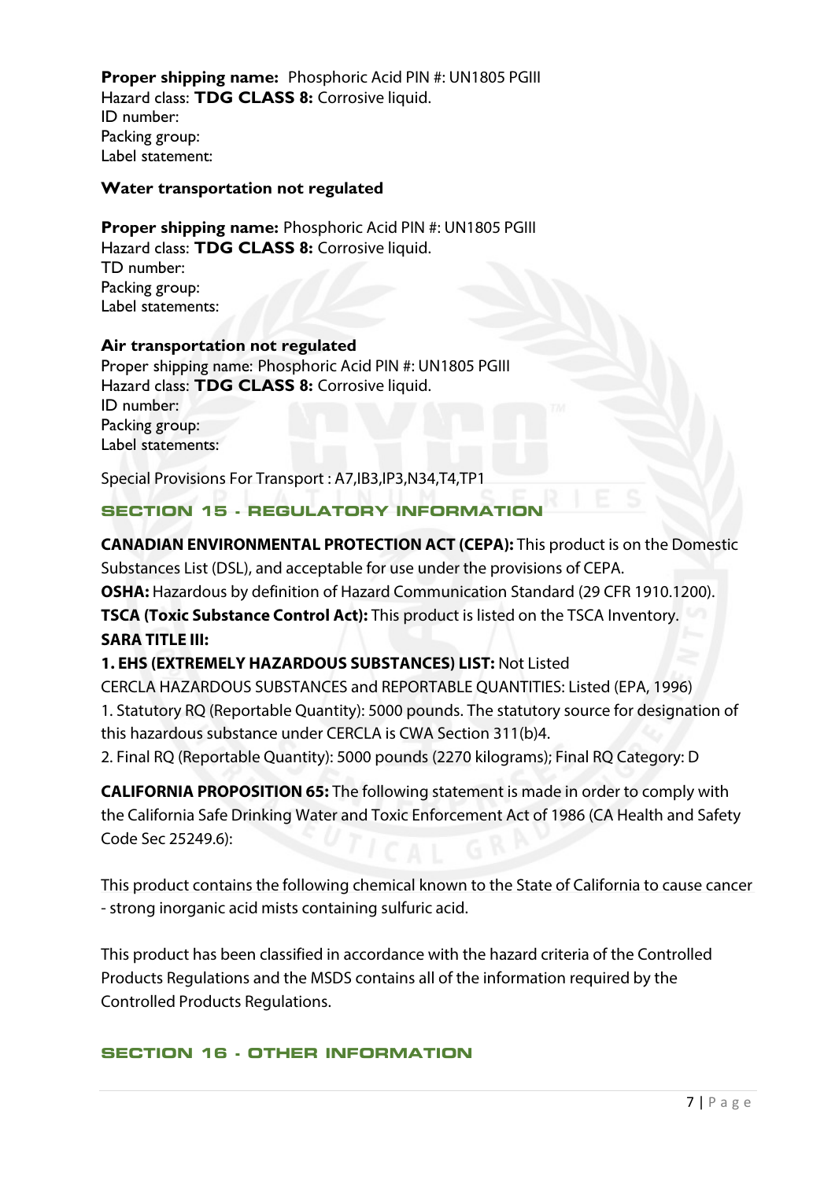**Proper shipping name:** Phosphoric Acid PIN #: UN1805 PGIII
Hazard class: **TDG CLASS 8:** Corrosive liquid.
ID number:
Packing group:
Label statement:

**Water transportation not regulated**

**Proper shipping name:** Phosphoric Acid PIN #: UN1805 PGIII
Hazard class: **TDG CLASS 8:** Corrosive liquid.
TD number:
Packing group:
Label statements:

**Air transportation not regulated**
Proper shipping name: Phosphoric Acid PIN #: UN1805 PGIII
Hazard class: **TDG CLASS 8:** Corrosive liquid.
ID number:
Packing group:
Label statements:

Special Provisions For Transport : A7,IB3,IP3,N34,T4,TP1

## SECTION 15 - REGULATORY INFORMATION

**CANADIAN ENVIRONMENTAL PROTECTION ACT (CEPA):** This product is on the Domestic Substances List (DSL), and acceptable for use under the provisions of CEPA.
**OSHA:** Hazardous by definition of Hazard Communication Standard (29 CFR 1910.1200).
**TSCA (Toxic Substance Control Act):** This product is listed on the TSCA Inventory.
**SARA TITLE III:**
**1. EHS (EXTREMELY HAZARDOUS SUBSTANCES) LIST:** Not Listed
CERCLA HAZARDOUS SUBSTANCES and REPORTABLE QUANTITIES: Listed (EPA, 1996)
1. Statutory RQ (Reportable Quantity): 5000 pounds. The statutory source for designation of this hazardous substance under CERCLA is CWA Section 311(b)4.
2. Final RQ (Reportable Quantity): 5000 pounds (2270 kilograms); Final RQ Category: D

**CALIFORNIA PROPOSITION 65:** The following statement is made in order to comply with the California Safe Drinking Water and Toxic Enforcement Act of 1986 (CA Health and Safety Code Sec 25249.6):

This product contains the following chemical known to the State of California to cause cancer - strong inorganic acid mists containing sulfuric acid.

This product has been classified in accordance with the hazard criteria of the Controlled Products Regulations and the MSDS contains all of the information required by the Controlled Products Regulations.

## SECTION 16 - OTHER INFORMATION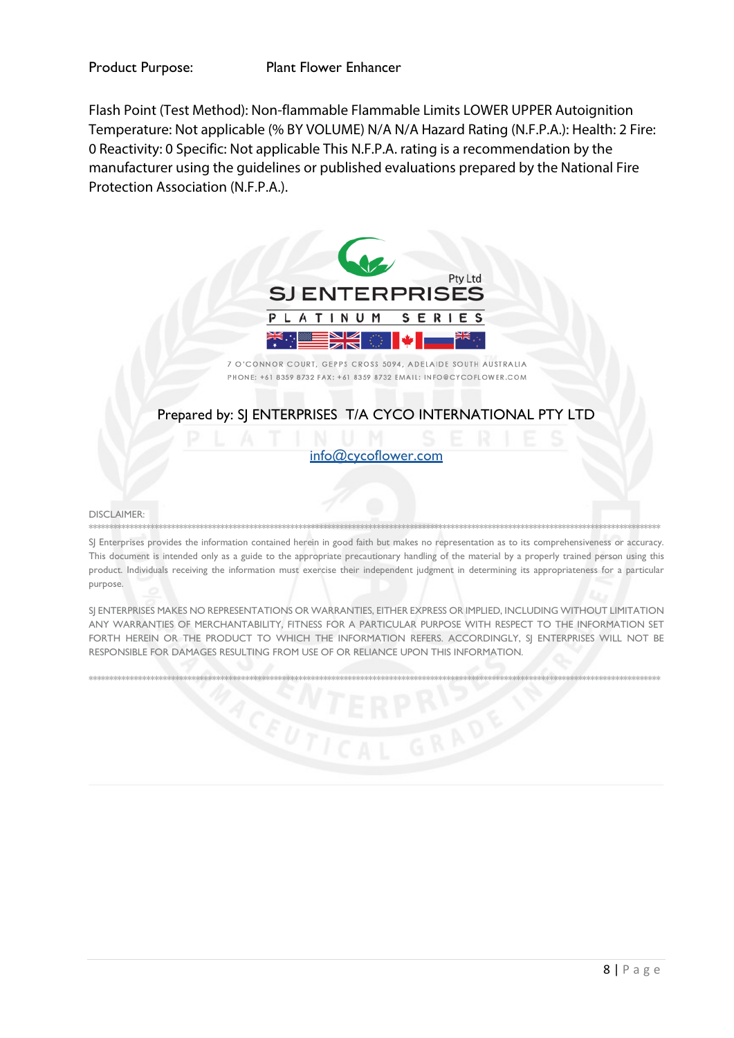Product Purpose: Plant Flower Enhancer

Flash Point (Test Method): Non-flammable Flammable Limits LOWER UPPER Autoignition Temperature: Not applicable (% BY VOLUME) N/A N/A Hazard Rating (N.F.P.A.): Health: 2 Fire: 0 Reactivity: 0 Specific: Not applicable This N.F.P.A. rating is a recommendation by the manufacturer using the guidelines or published evaluations prepared by the National Fire Protection Association (N.F.P.A.).

SJ ENTERPRISES Pty Ltd

PLATINUM SERIES

7 O'CONNOR COURT, GEPPS CROSS 5094, ADELAIDE SOUTH AUSTRALIA
PHONE: +61 8359 8732 FAX: +61 8359 8732 EMAIL: INFO@CYCOFLOWER.COM

Prepared by: SJ ENTERPRISES T/A CYCO INTERNATIONAL PTY LTD

info@cycoflower.com

DISCLAIMER:

SJ Enterprises provides the information contained herein in good faith but makes no representation as to its comprehensiveness or accuracy. This document is intended only as a guide to the appropriate precautionary handling of the material by a properly trained person using this product. Individuals receiving the information must exercise their independent judgment in determining its appropriateness for a particular purpose.

SJ ENTERPRISES MAKES NO REPRESENTATIONS OR WARRANTIES, EITHER EXPRESS OR IMPLIED, INCLUDING WITHOUT LIMITATION ANY WARRANTIES OF MERCHANTABILITY, FITNESS FOR A PARTICULAR PURPOSE WITH RESPECT TO THE INFORMATION SET FORTH HEREIN OR THE PRODUCT TO WHICH THE INFORMATION REFERS. ACCORDINGLY, SJ ENTERPRISES WILL NOT BE RESPONSIBLE FOR DAMAGES RESULTING FROM USE OF OR RELIANCE UPON THIS INFORMATION.